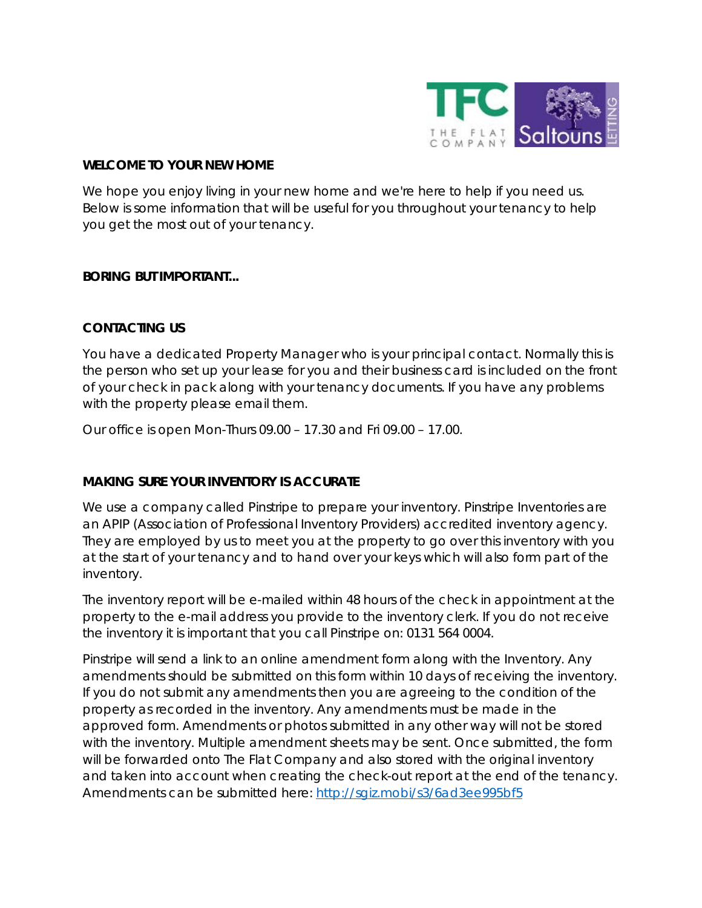## WELCOME TO YOUR NEW HOME

We hope you enjoy living in your new home and we're here to help if you need us. Below is some information that will be useful for you throughout your tenancy to help you get the most out of your tenancy.

## BORING BUT IMPORTANT...

### CONTACTING US

You have a dedicated Property Manager who is your principal contact. Normally this is the person who set up your lease for you and their business card is included on the front of your check in pack along with your tenancy documents. If you have any problems with the property please email them.

Our office is open Mon-Thurs 09.00 – 17.30 and Fri 09.00 – 17.00.

### MAKING SURE YOUR INVENTORY IS ACCURATE

We use a company called Pinstripe to prepare your inventory. Pinstripe Inventories are an APIP (Association of Professional Inventory Providers) accredited inventory agency. They are employed by us to meet you at the property to go over this inventory with you at the start of your tenancy and to hand over your keys which will also form part of the inventory.

The inventory report will be e-mailed within 48 hours of the check in appointment at the property to the e-mail address you provide to the inventory clerk. If you do not receive the inventory it is important that you call Pinstripe on: 0131 564 0004.

Pinstripe will send a link to an online amendment form along with the Inventory. Any amendments should be submitted on this form within 10 days of receiving the inventory. If you do not submit any amendments then you are agreeing to the condition of the property as recorded in the inventory. Any amendments must be made in the approved form. Amendments or photos submitted in any other way will not be stored with the inventory. Multiple amendment sheets may be sent. Once submitted, the form will be forwarded onto The Flat Company and also stored with the original inventory and taken into account when creating the check-out report at the end of the tenancy. Amendments can be submitted here: [http://sgiz.mobi/s3/6ad3ee995bf5](http://sgiz.mobi/s3/6ad3ee995bf5)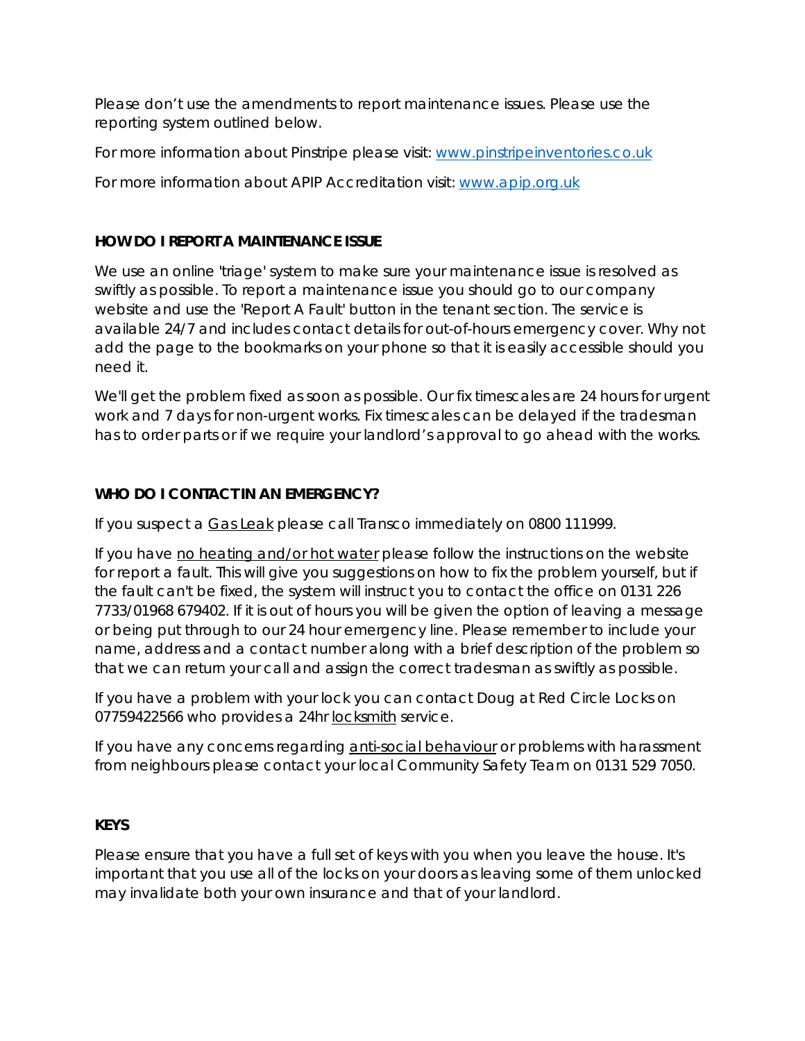Please don't use the amendments to report maintenance issues. Please use the reporting system outlined below.

For more information about Pinstripe please visit: [www.pinstripeinventories.co.uk](http://www.pinstripeinventories.co.uk)

For more information about APIP Accreditation visit: [www.apip.org.uk](http://www.apip.org.uk)

**HOW DO I REPORT A MAINTENANCE ISSUE**

We use an online 'triage' system to make sure your maintenance issue is resolved as swiftly as possible. To report a maintenance issue you should go to our company website and use the 'Report A Fault' button in the tenant section. The service is available 24/7 and includes contact details for out-of-hours emergency cover. Why not add the page to the bookmarks on your phone so that it is easily accessible should you need it.

We'll get the problem fixed as soon as possible. Our fix timescales are 24 hours for urgent work and 7 days for non-urgent works. Fix timescales can be delayed if the tradesman has to order parts or if we require your landlord's approval to go ahead with the works.

**WHO DO I CONTACT IN AN EMERGENCY?**

If you suspect a <u>Gas Leak</u> please call Transco immediately on 0800 111999.

If you have <u>no heating and/or hot water</u> please follow the instructions on the website for report a fault. This will give you suggestions on how to fix the problem yourself, but if the fault can't be fixed, the system will instruct you to contact the office on 0131 226 7733/01968 679402. If it is out of hours you will be given the option of leaving a message or being put through to our 24 hour emergency line. Please remember to include your name, address and a contact number along with a brief description of the problem so that we can return your call and assign the correct tradesman as swiftly as possible.

If you have a problem with your lock you can contact Doug at Red Circle Locks on 07759422566 who provides a 24hr <u>locksmith</u> service.

If you have any concerns regarding <u>anti-social behaviour</u> or problems with harassment from neighbours please contact your local Community Safety Team on 0131 529 7050.

**KEYS**

Please ensure that you have a full set of keys with you when you leave the house. It's important that you use all of the locks on your doors as leaving some of them unlocked may invalidate both your own insurance and that of your landlord.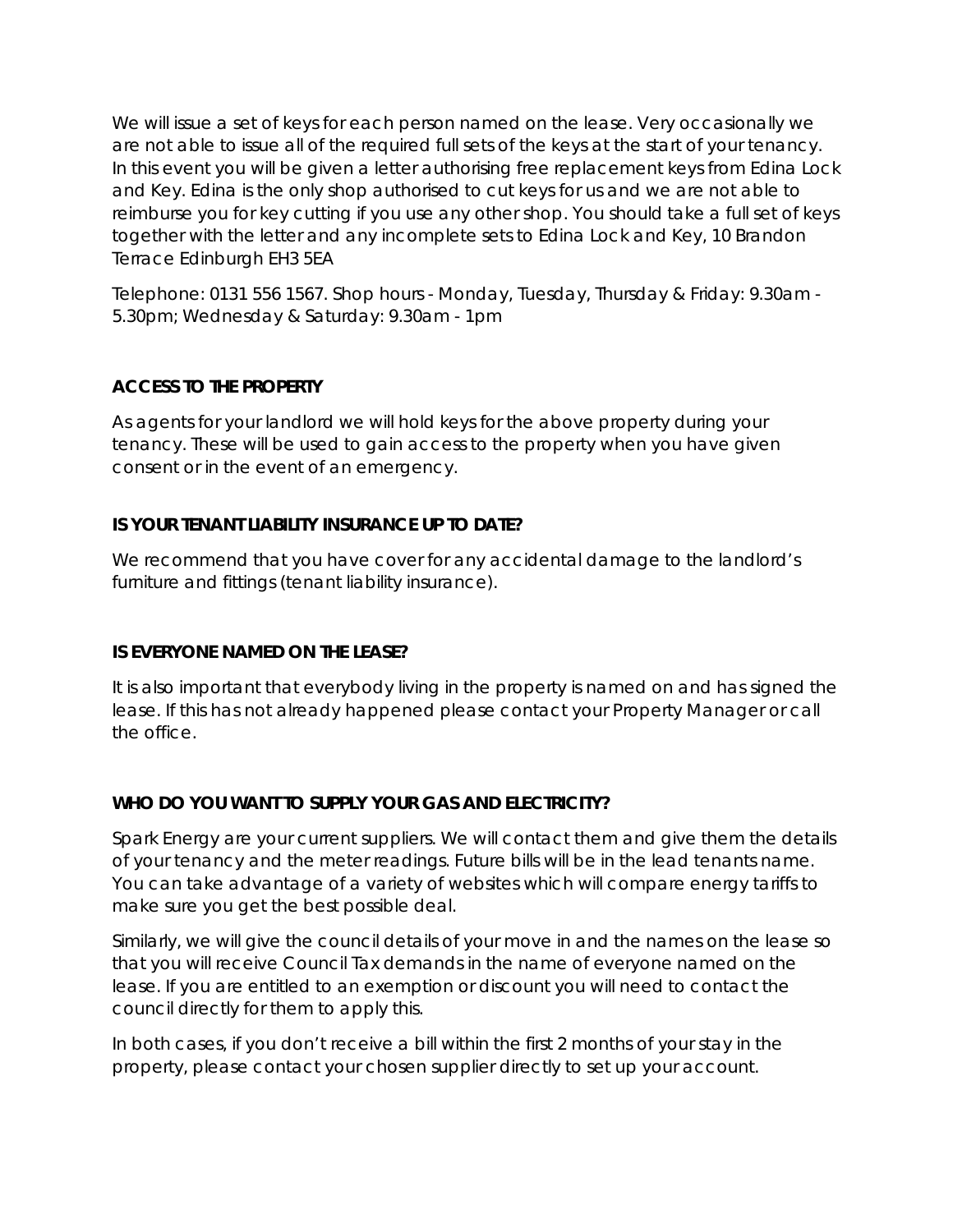We will issue a set of keys for each person named on the lease. Very occasionally we are not able to issue all of the required full sets of the keys at the start of your tenancy. In this event you will be given a letter authorising free replacement keys from Edina Lock and Key. Edina is the only shop authorised to cut keys for us and we are not able to reimburse you for key cutting if you use any other shop. You should take a full set of keys together with the letter and any incomplete sets to Edina Lock and Key, 10 Brandon Terrace Edinburgh EH3 5EA

Telephone: 0131 556 1567. Shop hours - Monday, Tuesday, Thursday & Friday: 9.30am - 5.30pm; Wednesday & Saturday: 9.30am - 1pm

**ACCESS TO THE PROPERTY**

As agents for your landlord we will hold keys for the above property during your tenancy. These will be used to gain access to the property when you have given consent or in the event of an emergency.

**IS YOUR TENANT LIABILITY INSURANCE UP TO DATE?**

We recommend that you have cover for any accidental damage to the landlord's furniture and fittings (tenant liability insurance).

**IS EVERYONE NAMED ON THE LEASE?**

It is also important that everybody living in the property is named on and has signed the lease. If this has not already happened please contact your Property Manager or call the office.

**WHO DO YOU WANT TO SUPPLY YOUR GAS AND ELECTRICITY?**

Spark Energy are your current suppliers. We will contact them and give them the details of your tenancy and the meter readings. Future bills will be in the lead tenants name. You can take advantage of a variety of websites which will compare energy tariffs to make sure you get the best possible deal.

Similarly, we will give the council details of your move in and the names on the lease so that you will receive Council Tax demands in the name of everyone named on the lease. If you are entitled to an exemption or discount you will need to contact the council directly for them to apply this.

In both cases, if you don't receive a bill within the first 2 months of your stay in the property, please contact your chosen supplier directly to set up your account.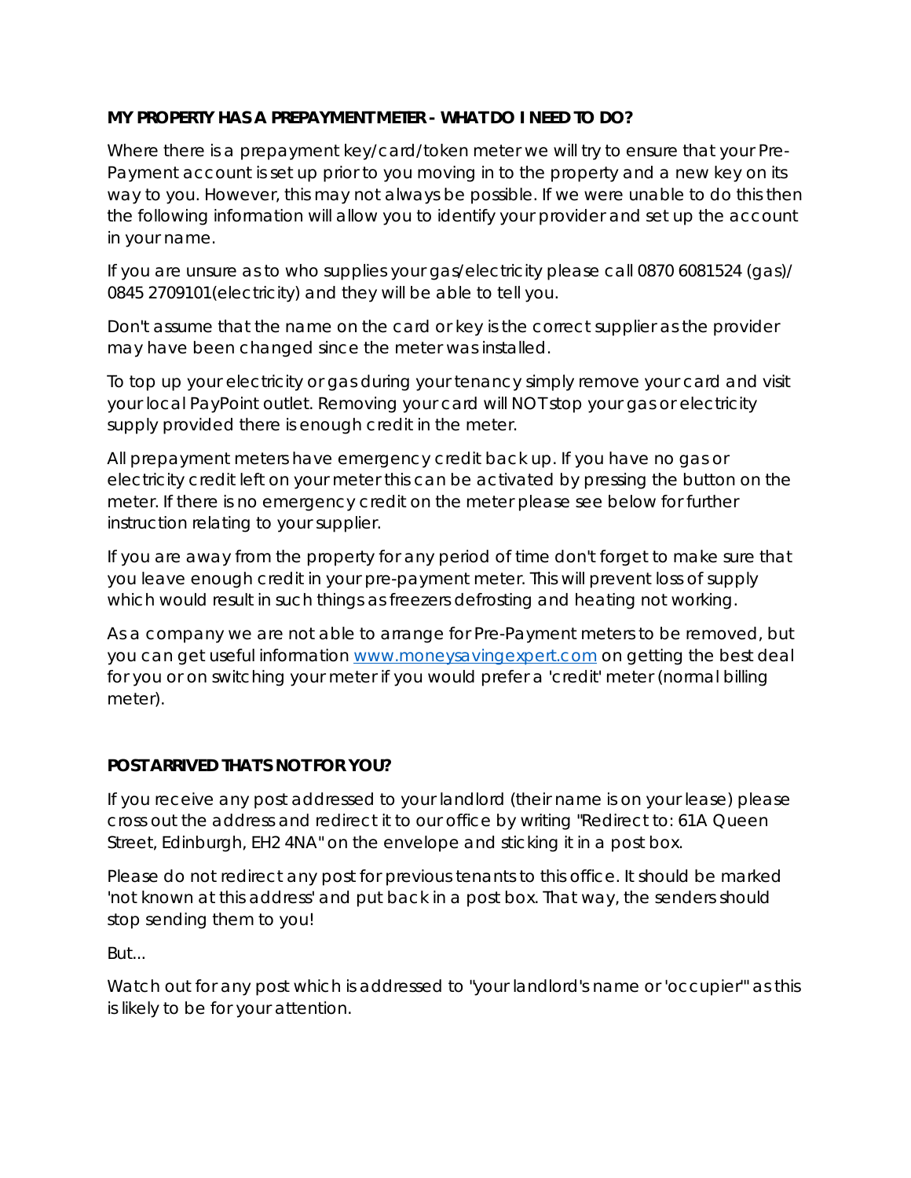**MY PROPERTY HAS A PREPAYMENT METER - WHAT DO I NEED TO DO?**

Where there is a prepayment key/card/token meter we will try to ensure that your Pre-Payment account is set up prior to you moving in to the property and a new key on its way to you. However, this may not always be possible. If we were unable to do this then the following information will allow you to identify your provider and set up the account in your name.

If you are unsure as to who supplies your gas/electricity please call 0870 6081524 (gas)/ 0845 2709101(electricity) and they will be able to tell you.

Don't assume that the name on the card or key is the correct supplier as the provider may have been changed since the meter was installed.

To top up your electricity or gas during your tenancy simply remove your card and visit your local PayPoint outlet. Removing your card will NOT stop your gas or electricity supply provided there is enough credit in the meter.

All prepayment meters have emergency credit back up. If you have no gas or electricity credit left on your meter this can be activated by pressing the button on the meter. If there is no emergency credit on the meter please see below for further instruction relating to your supplier.

If you are away from the property for any period of time don't forget to make sure that you leave enough credit in your pre-payment meter. This will prevent loss of supply which would result in such things as freezers defrosting and heating not working.

As a company we are not able to arrange for Pre-Payment meters to be removed, but you can get useful information [www.moneysavingexpert.com](http://www.moneysavingexpert.com) on getting the best deal for you or on switching your meter if you would prefer a 'credit' meter (normal billing meter).

**POST ARRIVED THAT'S NOT FOR YOU?**

If you receive any post addressed to your landlord (their name is on your lease) please cross out the address and redirect it to our office by writing "Redirect to: 61A Queen Street, Edinburgh, EH2 4NA" on the envelope and sticking it in a post box.

Please do not redirect any post for previous tenants to this office. It should be marked 'not known at this address' and put back in a post box. That way, the senders should stop sending them to you!

But...

Watch out for any post which is addressed to "your landlord's name or 'occupier'" as this is likely to be for your attention.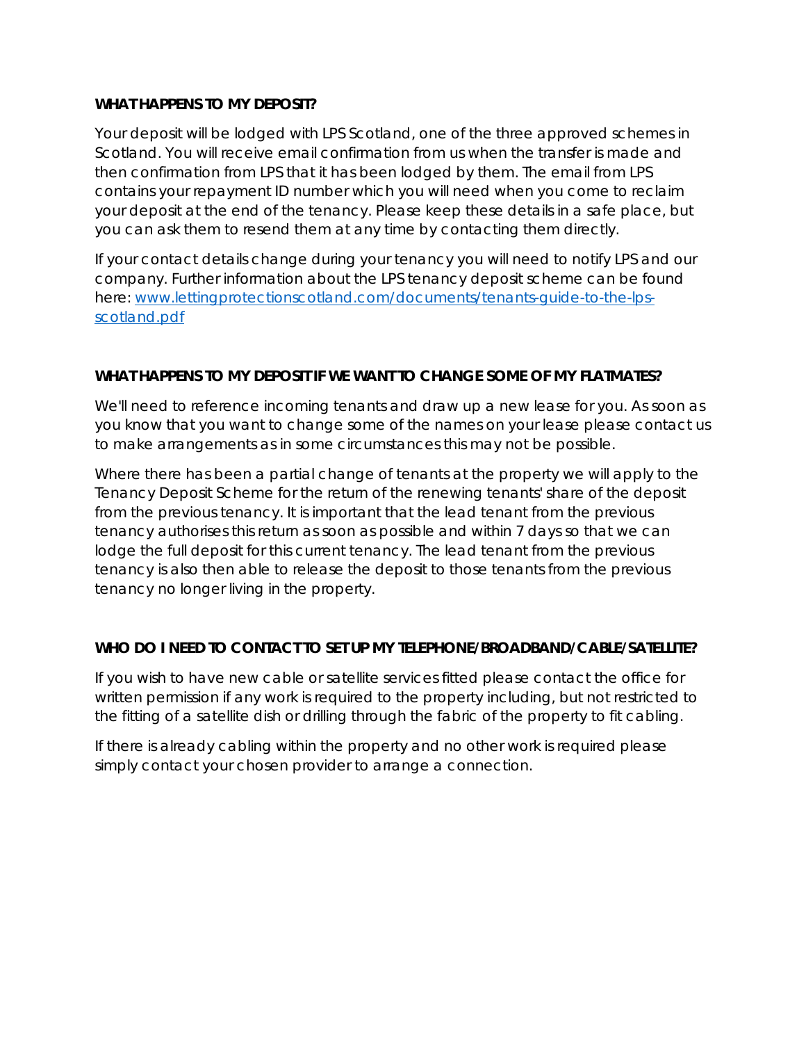**WHAT HAPPENS TO MY DEPOSIT?**

Your deposit will be lodged with LPS Scotland, one of the three approved schemes in Scotland. You will receive email confirmation from us when the transfer is made and then confirmation from LPS that it has been lodged by them. The email from LPS contains your repayment ID number which you will need when you come to reclaim your deposit at the end of the tenancy. Please keep these details in a safe place, but you can ask them to resend them at any time by contacting them directly.

If your contact details change during your tenancy you will need to notify LPS and our company. Further information about the LPS tenancy deposit scheme can be found here: [www.lettingprotectionscotland.com/documents/tenants-guide-to-the-lps-scotland.pdf](http://www.lettingprotectionscotland.com/documents/tenants-guide-to-the-lps-scotland.pdf)

**WHAT HAPPENS TO MY DEPOSIT IF WE WANT TO CHANGE SOME OF MY FLATMATES?**

We'll need to reference incoming tenants and draw up a new lease for you. As soon as you know that you want to change some of the names on your lease please contact us to make arrangements as in some circumstances this may not be possible.

Where there has been a partial change of tenants at the property we will apply to the Tenancy Deposit Scheme for the return of the renewing tenants' share of the deposit from the previous tenancy. It is important that the lead tenant from the previous tenancy authorises this return as soon as possible and within 7 days so that we can lodge the full deposit for this current tenancy. The lead tenant from the previous tenancy is also then able to release the deposit to those tenants from the previous tenancy no longer living in the property.

**WHO DO I NEED TO CONTACT TO SET UP MY TELEPHONE/BROADBAND/CABLE/SATELLITE?**

If you wish to have new cable or satellite services fitted please contact the office for written permission if any work is required to the property including, but not restricted to the fitting of a satellite dish or drilling through the fabric of the property to fit cabling.

If there is already cabling within the property and no other work is required please simply contact your chosen provider to arrange a connection.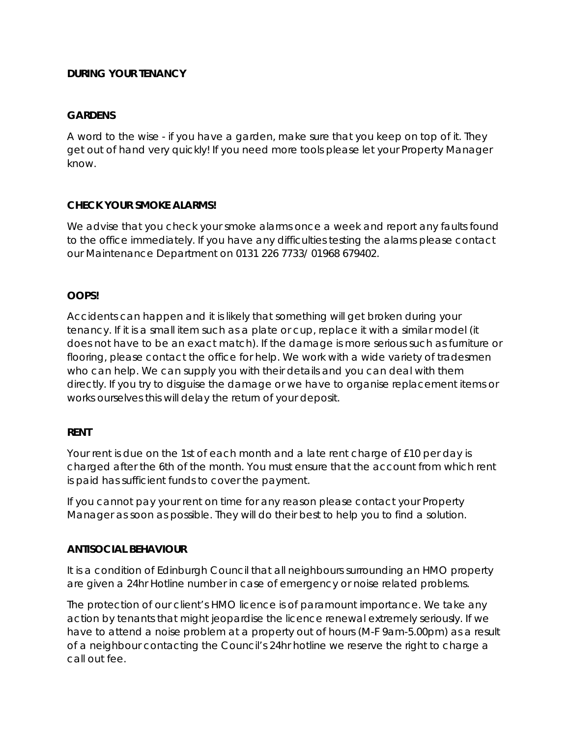## DURING YOUR TENANCY

### GARDENS

A word to the wise - if you have a garden, make sure that you keep on top of it. They get out of hand very quickly! If you need more tools please let your Property Manager know.

### CHECK YOUR SMOKE ALARMS!

We advise that you check your smoke alarms once a week and report any faults found to the office immediately. If you have any difficulties testing the alarms please contact our Maintenance Department on 0131 226 7733/ 01968 679402.

### OOPS!

Accidents can happen and it is likely that something will get broken during your tenancy. If it is a small item such as a plate or cup, replace it with a similar model (it does not have to be an exact match). If the damage is more serious such as furniture or flooring, please contact the office for help. We work with a wide variety of tradesmen who can help. We can supply you with their details and you can deal with them directly. If you try to disguise the damage or we have to organise replacement items or works ourselves this will delay the return of your deposit.

### RENT

Your rent is due on the 1st of each month and a late rent charge of £10 per day is charged after the 6th of the month. You must ensure that the account from which rent is paid has sufficient funds to cover the payment.

If you cannot pay your rent on time for any reason please contact your Property Manager as soon as possible. They will do their best to help you to find a solution.

### ANTISOCIAL BEHAVIOUR

It is a condition of Edinburgh Council that all neighbours surrounding an HMO property are given a 24hr Hotline number in case of emergency or noise related problems.

The protection of our client's HMO licence is of paramount importance. We take any action by tenants that might jeopardise the licence renewal extremely seriously. If we have to attend a noise problem at a property out of hours (M-F 9am-5.00pm) as a result of a neighbour contacting the Council's 24hr hotline we reserve the right to charge a call out fee.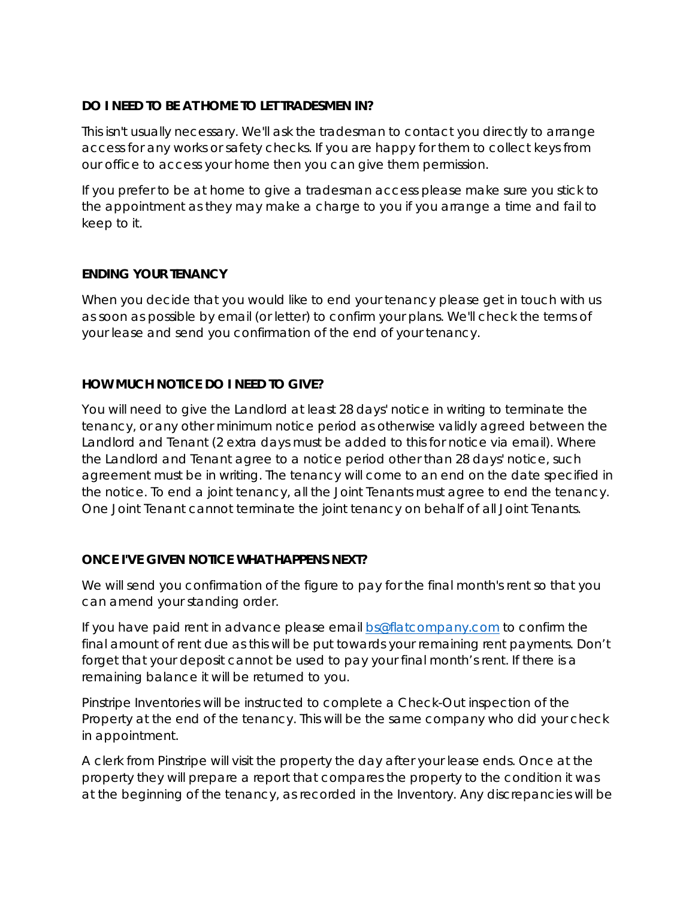**DO I NEED TO BE AT HOME TO LET TRADESMEN IN?**

This isn't usually necessary. We'll ask the tradesman to contact you directly to arrange access for any works or safety checks. If you are happy for them to collect keys from our office to access your home then you can give them permission.

If you prefer to be at home to give a tradesman access please make sure you stick to the appointment as they may make a charge to you if you arrange a time and fail to keep to it.

**ENDING YOUR TENANCY**

When you decide that you would like to end your tenancy please get in touch with us as soon as possible by email (or letter) to confirm your plans. We'll check the terms of your lease and send you confirmation of the end of your tenancy.

**HOW MUCH NOTICE DO I NEED TO GIVE?**

You will need to give the Landlord at least 28 days' notice in writing to terminate the tenancy, or any other minimum notice period as otherwise validly agreed between the Landlord and Tenant (2 extra days must be added to this for notice via email). Where the Landlord and Tenant agree to a notice period other than 28 days' notice, such agreement must be in writing. The tenancy will come to an end on the date specified in the notice. To end a joint tenancy, all the Joint Tenants must agree to end the tenancy. One Joint Tenant cannot terminate the joint tenancy on behalf of all Joint Tenants.

**ONCE I'VE GIVEN NOTICE WHAT HAPPENS NEXT?**

We will send you confirmation of the figure to pay for the final month's rent so that you can amend your standing order.

If you have paid rent in advance please email [bs@flatcompany.com](mailto:bs@flatcompany.com) to confirm the final amount of rent due as this will be put towards your remaining rent payments. Don't forget that your deposit cannot be used to pay your final month's rent. If there is a remaining balance it will be returned to you.

Pinstripe Inventories will be instructed to complete a Check-Out inspection of the Property at the end of the tenancy. This will be the same company who did your check in appointment.

A clerk from Pinstripe will visit the property the day after your lease ends. Once at the property they will prepare a report that compares the property to the condition it was at the beginning of the tenancy, as recorded in the Inventory. Any discrepancies will be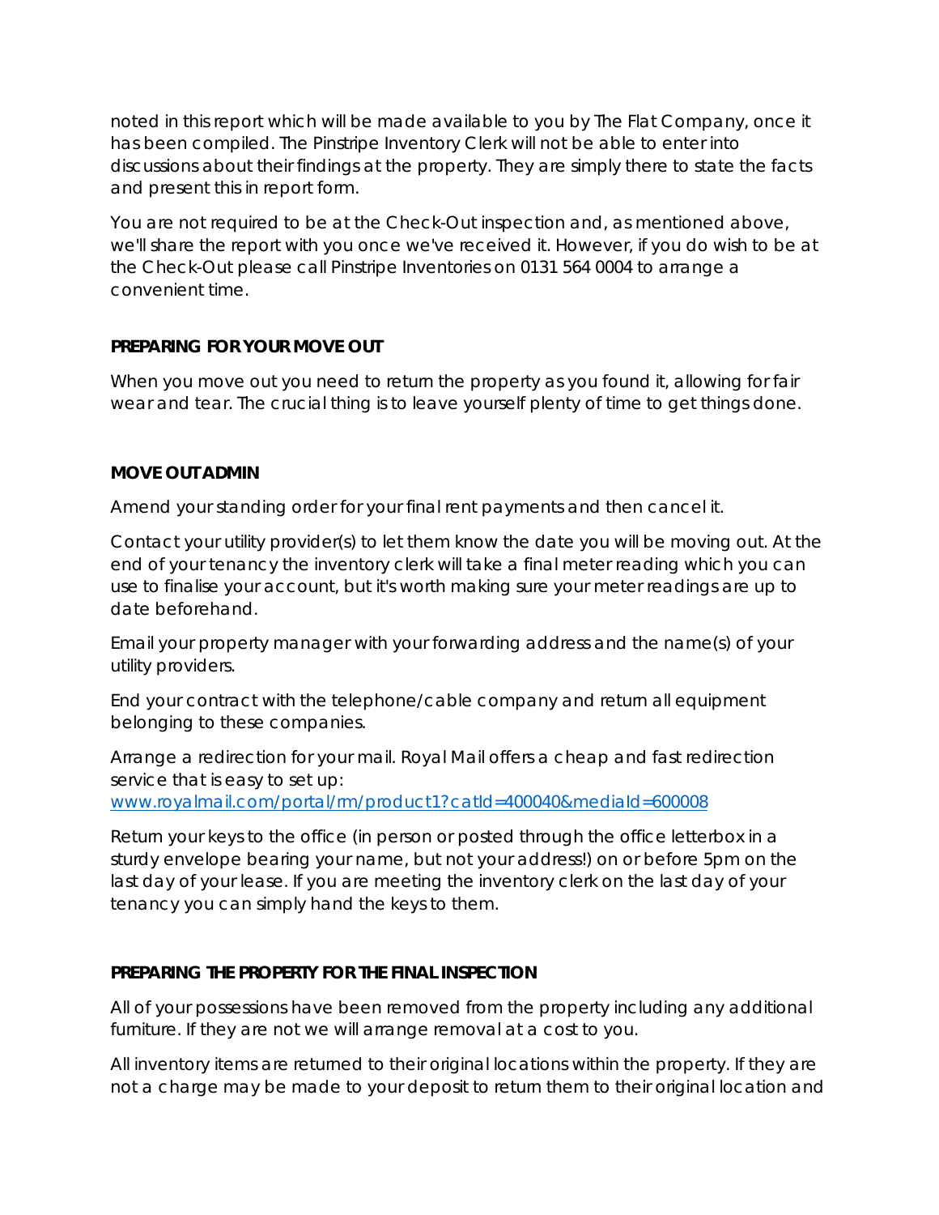noted in this report which will be made available to you by The Flat Company, once it has been compiled. The Pinstripe Inventory Clerk will not be able to enter into discussions about their findings at the property. They are simply there to state the facts and present this in report form.

You are not required to be at the Check-Out inspection and, as mentioned above, we'll share the report with you once we've received it. However, if you do wish to be at the Check-Out please call Pinstripe Inventories on 0131 564 0004 to arrange a convenient time.

**PREPARING FOR YOUR MOVE OUT**

When you move out you need to return the property as you found it, allowing for fair wear and tear. The crucial thing is to leave yourself plenty of time to get things done.

**MOVE OUT ADMIN**

Amend your standing order for your final rent payments and then cancel it.

Contact your utility provider(s) to let them know the date you will be moving out. At the end of your tenancy the inventory clerk will take a final meter reading which you can use to finalise your account, but it's worth making sure your meter readings are up to date beforehand.

Email your property manager with your forwarding address and the name(s) of your utility providers.

End your contract with the telephone/cable company and return all equipment belonging to these companies.

Arrange a redirection for your mail. Royal Mail offers a cheap and fast redirection service that is easy to set up: [www.royalmail.com/portal/rm/product1?catId=400040&mediaId=600008](www.royalmail.com/portal/rm/product1?catId=400040&mediaId=600008)

Return your keys to the office (in person or posted through the office letterbox in a sturdy envelope bearing your name, but not your address!) on or before 5pm on the last day of your lease. If you are meeting the inventory clerk on the last day of your tenancy you can simply hand the keys to them.

**PREPARING THE PROPERTY FOR THE FINAL INSPECTION**

All of your possessions have been removed from the property including any additional furniture. If they are not we will arrange removal at a cost to you.

All inventory items are returned to their original locations within the property. If they are not a charge may be made to your deposit to return them to their original location and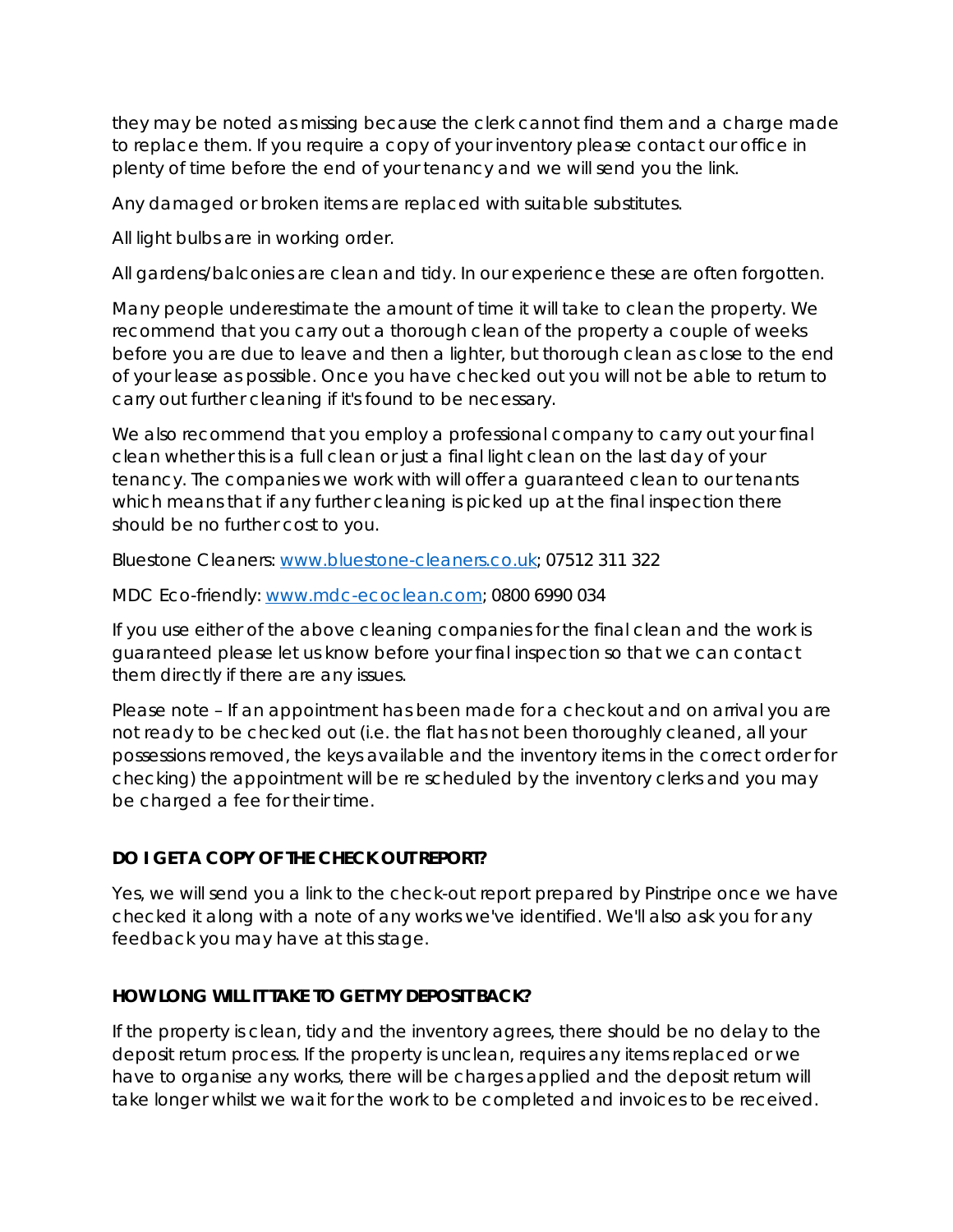they may be noted as missing because the clerk cannot find them and a charge made to replace them. If you require a copy of your inventory please contact our office in plenty of time before the end of your tenancy and we will send you the link.

Any damaged or broken items are replaced with suitable substitutes.

All light bulbs are in working order.

All gardens/balconies are clean and tidy. In our experience these are often forgotten.

Many people underestimate the amount of time it will take to clean the property. We recommend that you carry out a thorough clean of the property a couple of weeks before you are due to leave and then a lighter, but thorough clean as close to the end of your lease as possible. Once you have checked out you will not be able to return to carry out further cleaning if it's found to be necessary.

We also recommend that you employ a professional company to carry out your final clean whether this is a full clean or just a final light clean on the last day of your tenancy. The companies we work with will offer a guaranteed clean to our tenants which means that if any further cleaning is picked up at the final inspection there should be no further cost to you.

Bluestone Cleaners: [www.bluestone-cleaners.co.uk](http://www.bluestone-cleaners.co.uk); 07512 311 322

MDC Eco-friendly: [www.mdc-ecoclean.com](http://www.mdc-ecoclean.com); 0800 6990 034

If you use either of the above cleaning companies for the final clean and the work is guaranteed please let us know before your final inspection so that we can contact them directly if there are any issues.

Please note – If an appointment has been made for a checkout and on arrival you are not ready to be checked out (i.e. the flat has not been thoroughly cleaned, all your possessions removed, the keys available and the inventory items in the correct order for checking) the appointment will be re scheduled by the inventory clerks and you may be charged a fee for their time.

**DO I GET A COPY OF THE CHECK OUT REPORT?**

Yes, we will send you a link to the check-out report prepared by Pinstripe once we have checked it along with a note of any works we've identified. We'll also ask you for any feedback you may have at this stage.

**HOW LONG WILL IT TAKE TO GET MY DEPOSIT BACK?**

If the property is clean, tidy and the inventory agrees, there should be no delay to the deposit return process. If the property is unclean, requires any items replaced or we have to organise any works, there will be charges applied and the deposit return will take longer whilst we wait for the work to be completed and invoices to be received.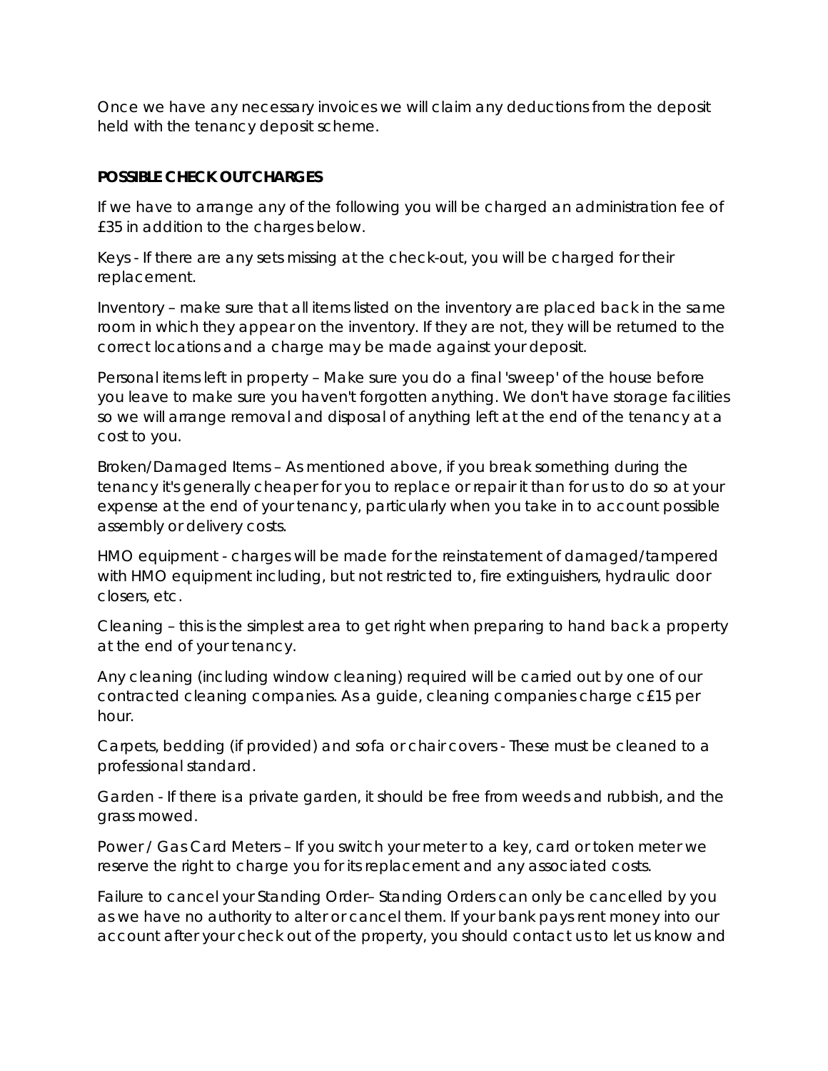Once we have any necessary invoices we will claim any deductions from the deposit held with the tenancy deposit scheme.

**POSSIBLE CHECK OUT CHARGES**

If we have to arrange any of the following you will be charged an administration fee of £35 in addition to the charges below.

Keys - If there are any sets missing at the check-out, you will be charged for their replacement.

Inventory – make sure that all items listed on the inventory are placed back in the same room in which they appear on the inventory. If they are not, they will be returned to the correct locations and a charge may be made against your deposit.

Personal items left in property – Make sure you do a final 'sweep' of the house before you leave to make sure you haven't forgotten anything. We don't have storage facilities so we will arrange removal and disposal of anything left at the end of the tenancy at a cost to you.

Broken/Damaged Items – As mentioned above, if you break something during the tenancy it's generally cheaper for you to replace or repair it than for us to do so at your expense at the end of your tenancy, particularly when you take in to account possible assembly or delivery costs.

HMO equipment - charges will be made for the reinstatement of damaged/tampered with HMO equipment including, but not restricted to, fire extinguishers, hydraulic door closers, etc.

Cleaning – this is the simplest area to get right when preparing to hand back a property at the end of your tenancy.

Any cleaning (including window cleaning) required will be carried out by one of our contracted cleaning companies. As a guide, cleaning companies charge c£15 per hour.

Carpets, bedding (if provided) and sofa or chair covers - These must be cleaned to a professional standard.

Garden - If there is a private garden, it should be free from weeds and rubbish, and the grass mowed.

Power / Gas Card Meters – If you switch your meter to a key, card or token meter we reserve the right to charge you for its replacement and any associated costs.

Failure to cancel your Standing Order– Standing Orders can only be cancelled by you as we have no authority to alter or cancel them. If your bank pays rent money into our account after your check out of the property, you should contact us to let us know and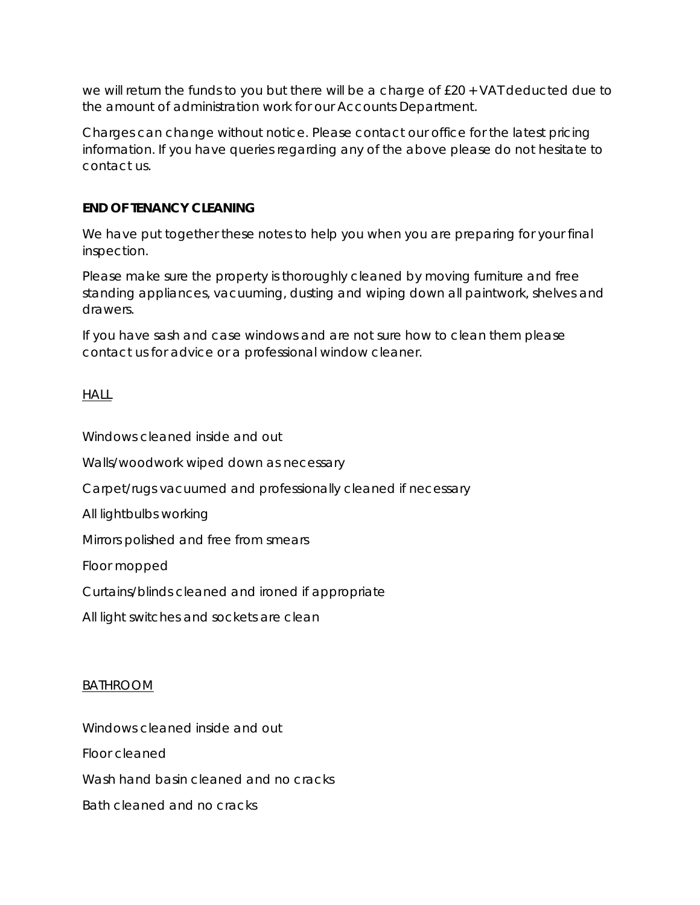we will return the funds to you but there will be a charge of £20 + VAT deducted due to the amount of administration work for our Accounts Department.

Charges can change without notice. Please contact our office for the latest pricing information. If you have queries regarding any of the above please do not hesitate to contact us.

**END OF TENANCY CLEANING**

We have put together these notes to help you when you are preparing for your final inspection.

Please make sure the property is thoroughly cleaned by moving furniture and free standing appliances, vacuuming, dusting and wiping down all paintwork, shelves and drawers.

If you have sash and case windows and are not sure how to clean them please contact us for advice or a professional window cleaner.

<u>HALL</u>

Windows cleaned inside and out

Walls/woodwork wiped down as necessary

Carpet/rugs vacuumed and professionally cleaned if necessary

All lightbulbs working

Mirrors polished and free from smears

Floor mopped

Curtains/blinds cleaned and ironed if appropriate

All light switches and sockets are clean

<u>BATHROOM</u>

Windows cleaned inside and out

Floor cleaned

Wash hand basin cleaned and no cracks

Bath cleaned and no cracks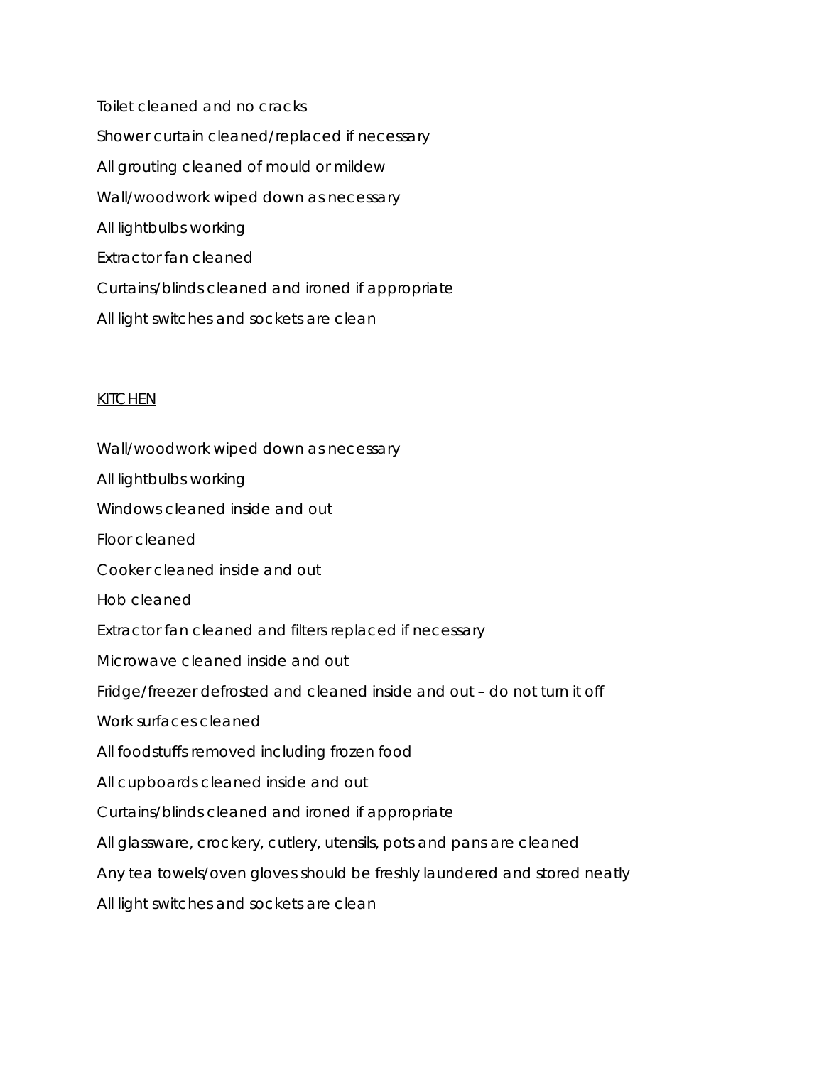Toilet cleaned and no cracks

Shower curtain cleaned/replaced if necessary

All grouting cleaned of mould or mildew

Wall/woodwork wiped down as necessary

All lightbulbs working

Extractor fan cleaned

Curtains/blinds cleaned and ironed if appropriate

All light switches and sockets are clean

<u>KITCHEN</u>

Wall/woodwork wiped down as necessary

All lightbulbs working

Windows cleaned inside and out

Floor cleaned

Cooker cleaned inside and out

Hob cleaned

Extractor fan cleaned and filters replaced if necessary

Microwave cleaned inside and out

Fridge/freezer defrosted and cleaned inside and out – do not turn it off

Work surfaces cleaned

All foodstuffs removed including frozen food

All cupboards cleaned inside and out

Curtains/blinds cleaned and ironed if appropriate

All glassware, crockery, cutlery, utensils, pots and pans are cleaned

Any tea towels/oven gloves should be freshly laundered and stored neatly

All light switches and sockets are clean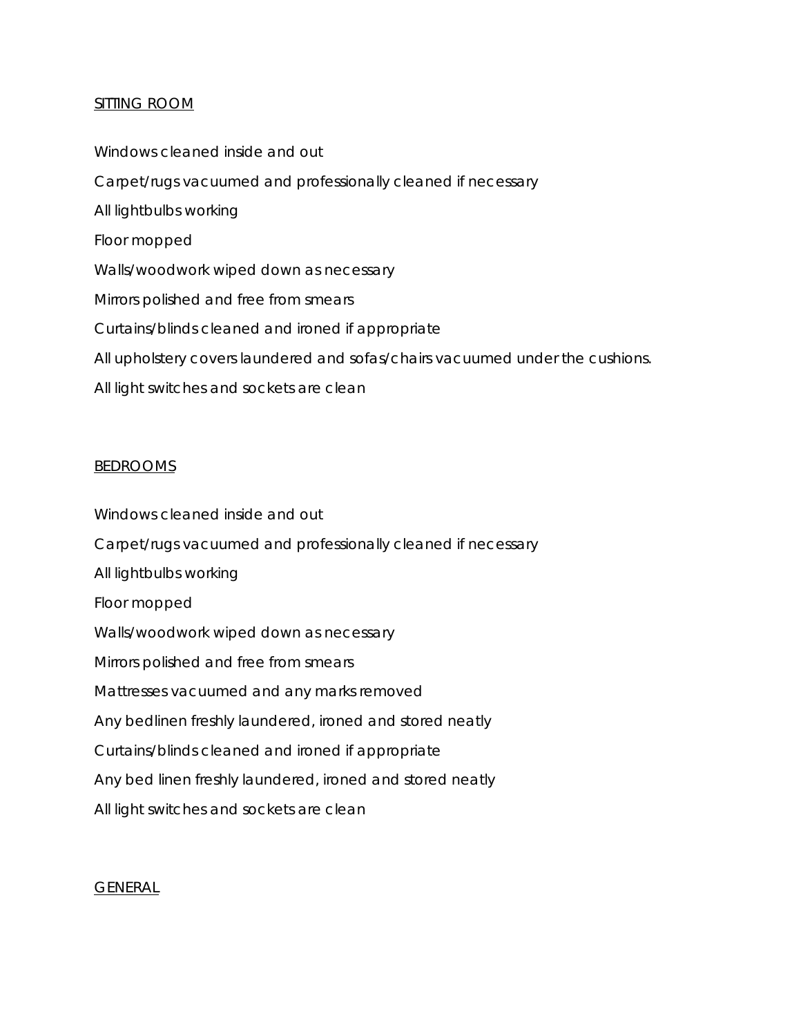<u>SITTING ROOM</u>

Windows cleaned inside and out

Carpet/rugs vacuumed and professionally cleaned if necessary

All lightbulbs working

Floor mopped

Walls/woodwork wiped down as necessary

Mirrors polished and free from smears

Curtains/blinds cleaned and ironed if appropriate

All upholstery covers laundered and sofas/chairs vacuumed under the cushions.

All light switches and sockets are clean

<u>BEDROOMS</u>

Windows cleaned inside and out

Carpet/rugs vacuumed and professionally cleaned if necessary

All lightbulbs working

Floor mopped

Walls/woodwork wiped down as necessary

Mirrors polished and free from smears

Mattresses vacuumed and any marks removed

Any bedlinen freshly laundered, ironed and stored neatly

Curtains/blinds cleaned and ironed if appropriate

Any bed linen freshly laundered, ironed and stored neatly

All light switches and sockets are clean

<u>GENERAL</u>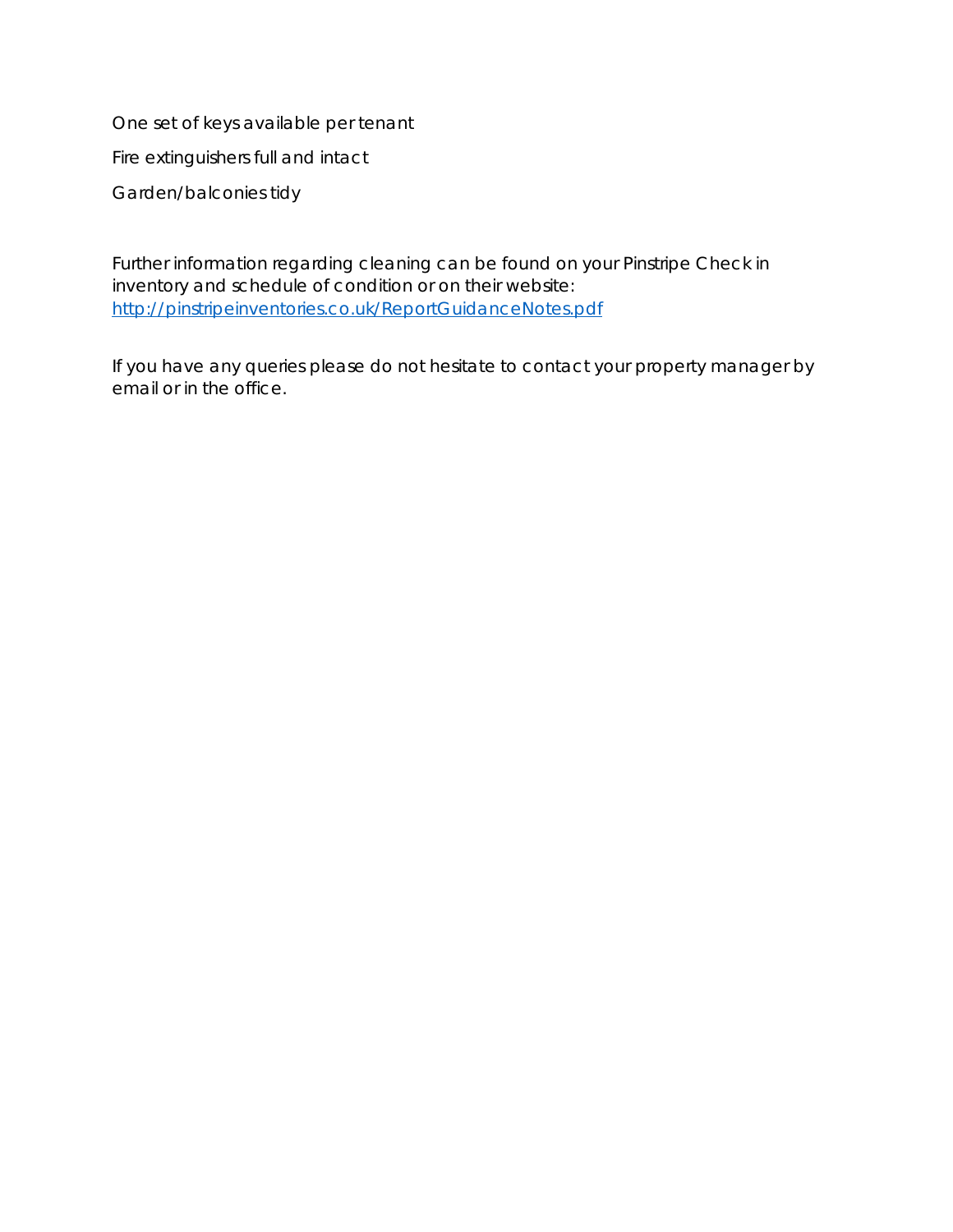One set of keys available per tenant

Fire extinguishers full and intact

Garden/balconies tidy

Further information regarding cleaning can be found on your Pinstripe Check in inventory and schedule of condition or on their website: [http://pinstripeinventories.co.uk/ReportGuidanceNotes.pdf](http://pinstripeinventories.co.uk/ReportGuidanceNotes.pdf)

If you have any queries please do not hesitate to contact your property manager by email or in the office.